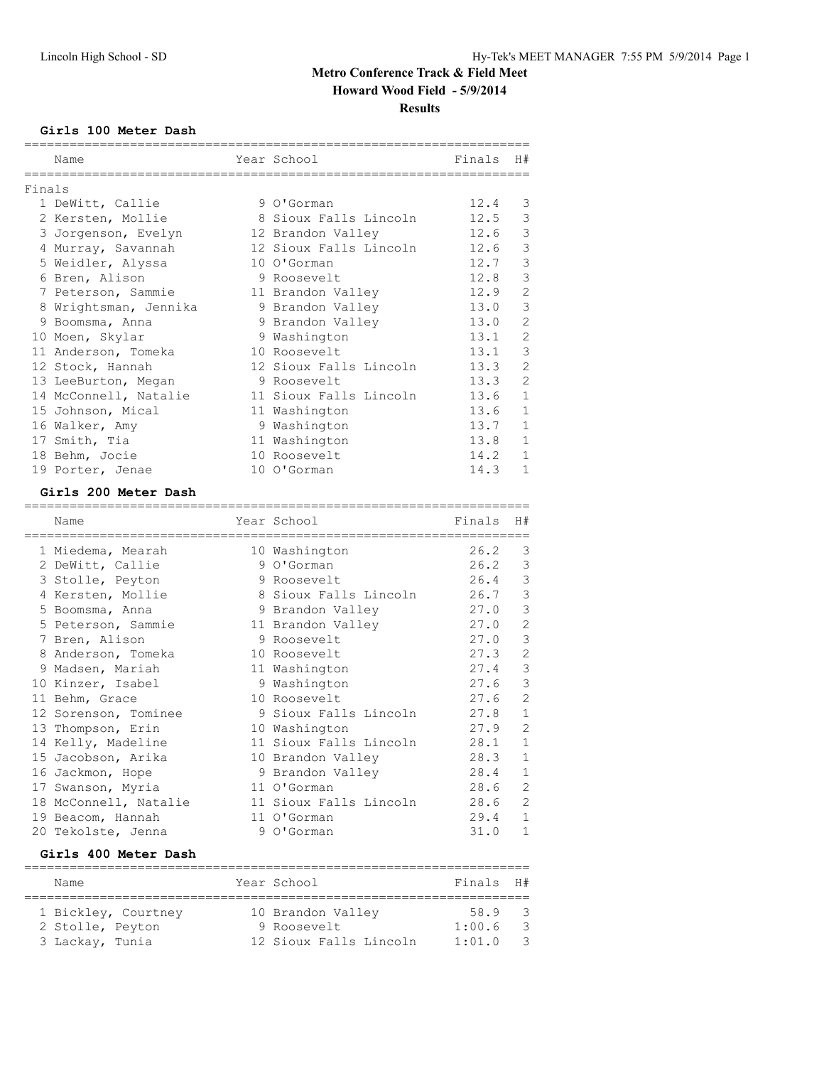# Metro Conference Track & Field Meet

**Howard Wood Field - 5/9/2014**

**Results**

### Girls 100 Meter Dash

Finals

| | Name | Year | School | Finals | H# |
|---|---|---|---|---|---|
| 1 | DeWitt, Callie | 9 | O'Gorman | 12.4 | 3 |
| 2 | Kersten, Mollie | 8 | Sioux Falls Lincoln | 12.5 | 3 |
| 3 | Jorgenson, Evelyn | 12 | Brandon Valley | 12.6 | 3 |
| 4 | Murray, Savannah | 12 | Sioux Falls Lincoln | 12.6 | 3 |
| 5 | Weidler, Alyssa | 10 | O'Gorman | 12.7 | 3 |
| 6 | Bren, Alison | 9 | Roosevelt | 12.8 | 3 |
| 7 | Peterson, Sammie | 11 | Brandon Valley | 12.9 | 2 |
| 8 | Wrightsman, Jennika | 9 | Brandon Valley | 13.0 | 3 |
| 9 | Boomsma, Anna | 9 | Brandon Valley | 13.0 | 2 |
| 10 | Moen, Skylar | 9 | Washington | 13.1 | 2 |
| 11 | Anderson, Tomeka | 10 | Roosevelt | 13.1 | 3 |
| 12 | Stock, Hannah | 12 | Sioux Falls Lincoln | 13.3 | 2 |
| 13 | LeeBurton, Megan | 9 | Roosevelt | 13.3 | 2 |
| 14 | McConnell, Natalie | 11 | Sioux Falls Lincoln | 13.6 | 1 |
| 15 | Johnson, Mical | 11 | Washington | 13.6 | 1 |
| 16 | Walker, Amy | 9 | Washington | 13.7 | 1 |
| 17 | Smith, Tia | 11 | Washington | 13.8 | 1 |
| 18 | Behm, Jocie | 10 | Roosevelt | 14.2 | 1 |
| 19 | Porter, Jenae | 10 | O'Gorman | 14.3 | 1 |

### Girls 200 Meter Dash

| | Name | Year | School | Finals | H# |
|---|---|---|---|---|---|
| 1 | Miedema, Mearah | 10 | Washington | 26.2 | 3 |
| 2 | DeWitt, Callie | 9 | O'Gorman | 26.2 | 3 |
| 3 | Stolle, Peyton | 9 | Roosevelt | 26.4 | 3 |
| 4 | Kersten, Mollie | 8 | Sioux Falls Lincoln | 26.7 | 3 |
| 5 | Boomsma, Anna | 9 | Brandon Valley | 27.0 | 3 |
| 5 | Peterson, Sammie | 11 | Brandon Valley | 27.0 | 2 |
| 7 | Bren, Alison | 9 | Roosevelt | 27.0 | 3 |
| 8 | Anderson, Tomeka | 10 | Roosevelt | 27.3 | 2 |
| 9 | Madsen, Mariah | 11 | Washington | 27.4 | 3 |
| 10 | Kinzer, Isabel | 9 | Washington | 27.6 | 3 |
| 11 | Behm, Grace | 10 | Roosevelt | 27.6 | 2 |
| 12 | Sorenson, Tominee | 9 | Sioux Falls Lincoln | 27.8 | 1 |
| 13 | Thompson, Erin | 10 | Washington | 27.9 | 2 |
| 14 | Kelly, Madeline | 11 | Sioux Falls Lincoln | 28.1 | 1 |
| 15 | Jacobson, Arika | 10 | Brandon Valley | 28.3 | 1 |
| 16 | Jackmon, Hope | 9 | Brandon Valley | 28.4 | 1 |
| 17 | Swanson, Myria | 11 | O'Gorman | 28.6 | 2 |
| 18 | McConnell, Natalie | 11 | Sioux Falls Lincoln | 28.6 | 2 |
| 19 | Beacom, Hannah | 11 | O'Gorman | 29.4 | 1 |
| 20 | Tekolste, Jenna | 9 | O'Gorman | 31.0 | 1 |

### Girls 400 Meter Dash

| | Name | Year | School | Finals | H# |
|---|---|---|---|---|---|
| 1 | Bickley, Courtney | 10 | Brandon Valley | 58.9 | 3 |
| 2 | Stolle, Peyton | 9 | Roosevelt | 1:00.6 | 3 |
| 3 | Lackay, Tunia | 12 | Sioux Falls Lincoln | 1:01.0 | 3 |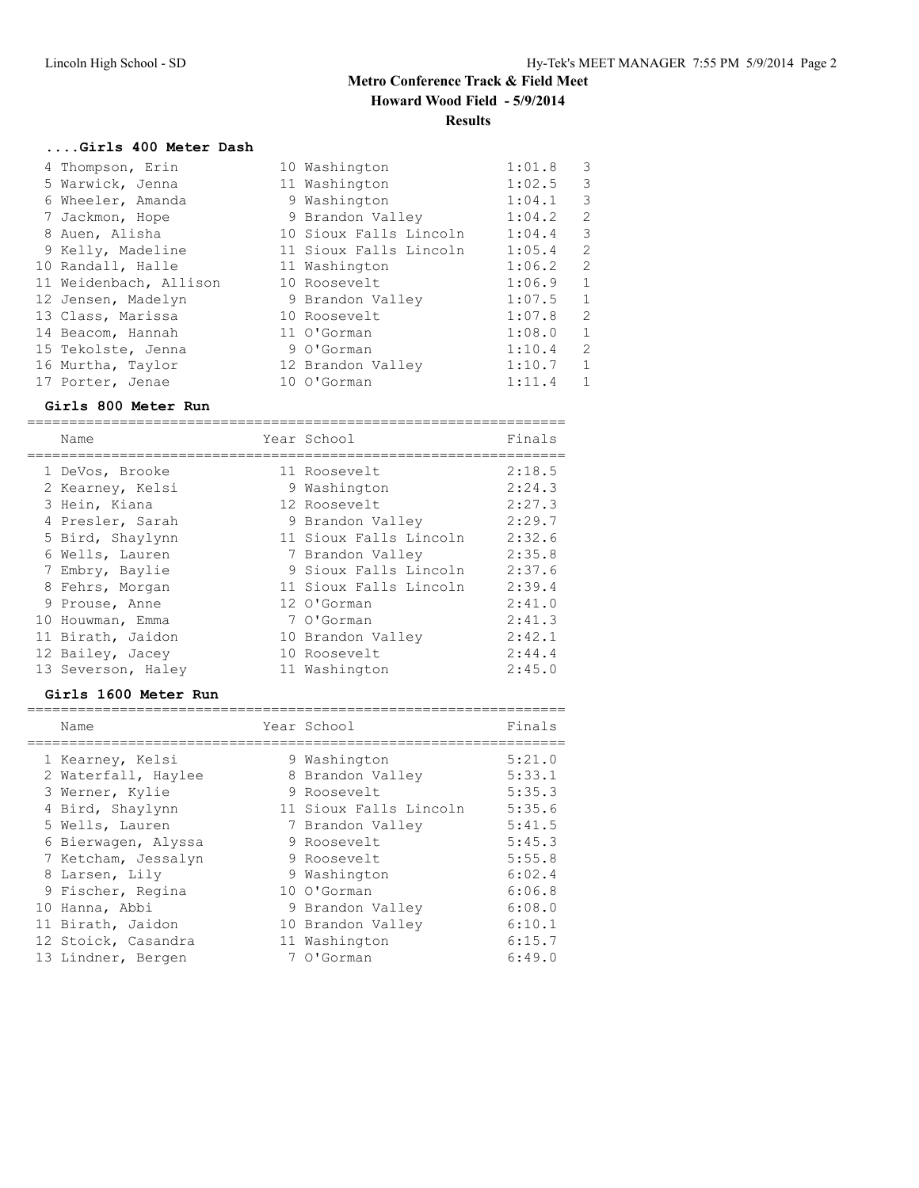# Metro Conference Track & Field Meet

**Howard Wood Field - 5/9/2014**

**Results**

### ....Girls 400 Meter Dash

| Place | Name | Year | School | Finals | H# |
|---|---|---|---|---|---|
| 4 | Thompson, Erin | 10 | Washington | 1:01.8 | 3 |
| 5 | Warwick, Jenna | 11 | Washington | 1:02.5 | 3 |
| 6 | Wheeler, Amanda | 9 | Washington | 1:04.1 | 3 |
| 7 | Jackmon, Hope | 9 | Brandon Valley | 1:04.2 | 2 |
| 8 | Auen, Alisha | 10 | Sioux Falls Lincoln | 1:04.4 | 3 |
| 9 | Kelly, Madeline | 11 | Sioux Falls Lincoln | 1:05.4 | 2 |
| 10 | Randall, Halle | 11 | Washington | 1:06.2 | 2 |
| 11 | Weidenbach, Allison | 10 | Roosevelt | 1:06.9 | 1 |
| 12 | Jensen, Madelyn | 9 | Brandon Valley | 1:07.5 | 1 |
| 13 | Class, Marissa | 10 | Roosevelt | 1:07.8 | 2 |
| 14 | Beacom, Hannah | 11 | O'Gorman | 1:08.0 | 1 |
| 15 | Tekolste, Jenna | 9 | O'Gorman | 1:10.4 | 2 |
| 16 | Murtha, Taylor | 12 | Brandon Valley | 1:10.7 | 1 |
| 17 | Porter, Jenae | 10 | O'Gorman | 1:11.4 | 1 |

### Girls 800 Meter Run

| Place | Name | Year | School | Finals |
|---|---|---|---|---|
| 1 | DeVos, Brooke | 11 | Roosevelt | 2:18.5 |
| 2 | Kearney, Kelsi | 9 | Washington | 2:24.3 |
| 3 | Hein, Kiana | 12 | Roosevelt | 2:27.3 |
| 4 | Presler, Sarah | 9 | Brandon Valley | 2:29.7 |
| 5 | Bird, Shaylynn | 11 | Sioux Falls Lincoln | 2:32.6 |
| 6 | Wells, Lauren | 7 | Brandon Valley | 2:35.8 |
| 7 | Embry, Baylie | 9 | Sioux Falls Lincoln | 2:37.6 |
| 8 | Fehrs, Morgan | 11 | Sioux Falls Lincoln | 2:39.4 |
| 9 | Prouse, Anne | 12 | O'Gorman | 2:41.0 |
| 10 | Houwman, Emma | 7 | O'Gorman | 2:41.3 |
| 11 | Birath, Jaidon | 10 | Brandon Valley | 2:42.1 |
| 12 | Bailey, Jacey | 10 | Roosevelt | 2:44.4 |
| 13 | Severson, Haley | 11 | Washington | 2:45.0 |

### Girls 1600 Meter Run

| Place | Name | Year | School | Finals |
|---|---|---|---|---|
| 1 | Kearney, Kelsi | 9 | Washington | 5:21.0 |
| 2 | Waterfall, Haylee | 8 | Brandon Valley | 5:33.1 |
| 3 | Werner, Kylie | 9 | Roosevelt | 5:35.3 |
| 4 | Bird, Shaylynn | 11 | Sioux Falls Lincoln | 5:35.6 |
| 5 | Wells, Lauren | 7 | Brandon Valley | 5:41.5 |
| 6 | Bierwagen, Alyssa | 9 | Roosevelt | 5:45.3 |
| 7 | Ketcham, Jessalyn | 9 | Roosevelt | 5:55.8 |
| 8 | Larsen, Lily | 9 | Washington | 6:02.4 |
| 9 | Fischer, Regina | 10 | O'Gorman | 6:06.8 |
| 10 | Hanna, Abbi | 9 | Brandon Valley | 6:08.0 |
| 11 | Birath, Jaidon | 10 | Brandon Valley | 6:10.1 |
| 12 | Stoick, Casandra | 11 | Washington | 6:15.7 |
| 13 | Lindner, Bergen | 7 | O'Gorman | 6:49.0 |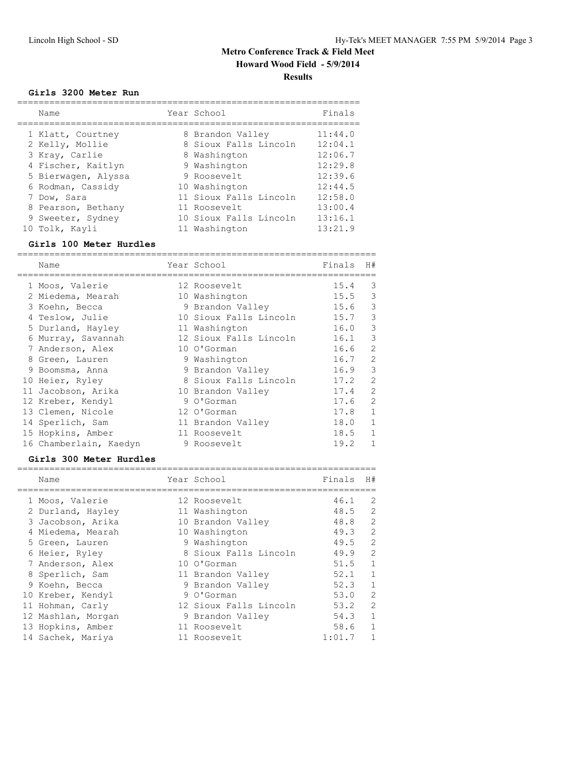# Metro Conference Track & Field Meet

## Howard Wood Field - 5/9/2014

## Results

### Girls 3200 Meter Run

| | Name | Year | School | Finals |
|---|---|---|---|---|
| 1 | Klatt, Courtney | 8 | Brandon Valley | 11:44.0 |
| 2 | Kelly, Mollie | 8 | Sioux Falls Lincoln | 12:04.1 |
| 3 | Kray, Carlie | 8 | Washington | 12:06.7 |
| 4 | Fischer, Kaitlyn | 9 | Washington | 12:29.8 |
| 5 | Bierwagen, Alyssa | 9 | Roosevelt | 12:39.6 |
| 6 | Rodman, Cassidy | 10 | Washington | 12:44.5 |
| 7 | Dow, Sara | 11 | Sioux Falls Lincoln | 12:58.0 |
| 8 | Pearson, Bethany | 11 | Roosevelt | 13:00.4 |
| 9 | Sweeter, Sydney | 10 | Sioux Falls Lincoln | 13:16.1 |
| 10 | Tolk, Kayli | 11 | Washington | 13:21.9 |

### Girls 100 Meter Hurdles

| | Name | Year | School | Finals | H# |
|---|---|---|---|---|---|
| 1 | Moos, Valerie | 12 | Roosevelt | 15.4 | 3 |
| 2 | Miedema, Mearah | 10 | Washington | 15.5 | 3 |
| 3 | Koehn, Becca | 9 | Brandon Valley | 15.6 | 3 |
| 4 | Teslow, Julie | 10 | Sioux Falls Lincoln | 15.7 | 3 |
| 5 | Durland, Hayley | 11 | Washington | 16.0 | 3 |
| 6 | Murray, Savannah | 12 | Sioux Falls Lincoln | 16.1 | 3 |
| 7 | Anderson, Alex | 10 | O'Gorman | 16.6 | 2 |
| 8 | Green, Lauren | 9 | Washington | 16.7 | 2 |
| 9 | Boomsma, Anna | 9 | Brandon Valley | 16.9 | 3 |
| 10 | Heier, Ryley | 8 | Sioux Falls Lincoln | 17.2 | 2 |
| 11 | Jacobson, Arika | 10 | Brandon Valley | 17.4 | 2 |
| 12 | Kreber, Kendyl | 9 | O'Gorman | 17.6 | 2 |
| 13 | Clemen, Nicole | 12 | O'Gorman | 17.8 | 1 |
| 14 | Sperlich, Sam | 11 | Brandon Valley | 18.0 | 1 |
| 15 | Hopkins, Amber | 11 | Roosevelt | 18.5 | 1 |
| 16 | Chamberlain, Kaedyn | 9 | Roosevelt | 19.2 | 1 |

### Girls 300 Meter Hurdles

| | Name | Year | School | Finals | H# |
|---|---|---|---|---|---|
| 1 | Moos, Valerie | 12 | Roosevelt | 46.1 | 2 |
| 2 | Durland, Hayley | 11 | Washington | 48.5 | 2 |
| 3 | Jacobson, Arika | 10 | Brandon Valley | 48.8 | 2 |
| 4 | Miedema, Mearah | 10 | Washington | 49.3 | 2 |
| 5 | Green, Lauren | 9 | Washington | 49.5 | 2 |
| 6 | Heier, Ryley | 8 | Sioux Falls Lincoln | 49.9 | 2 |
| 7 | Anderson, Alex | 10 | O'Gorman | 51.5 | 1 |
| 8 | Sperlich, Sam | 11 | Brandon Valley | 52.1 | 1 |
| 9 | Koehn, Becca | 9 | Brandon Valley | 52.3 | 1 |
| 10 | Kreber, Kendyl | 9 | O'Gorman | 53.0 | 2 |
| 11 | Hohman, Carly | 12 | Sioux Falls Lincoln | 53.2 | 2 |
| 12 | Mashlan, Morgan | 9 | Brandon Valley | 54.3 | 1 |
| 13 | Hopkins, Amber | 11 | Roosevelt | 58.6 | 1 |
| 14 | Sachek, Mariya | 11 | Roosevelt | 1:01.7 | 1 |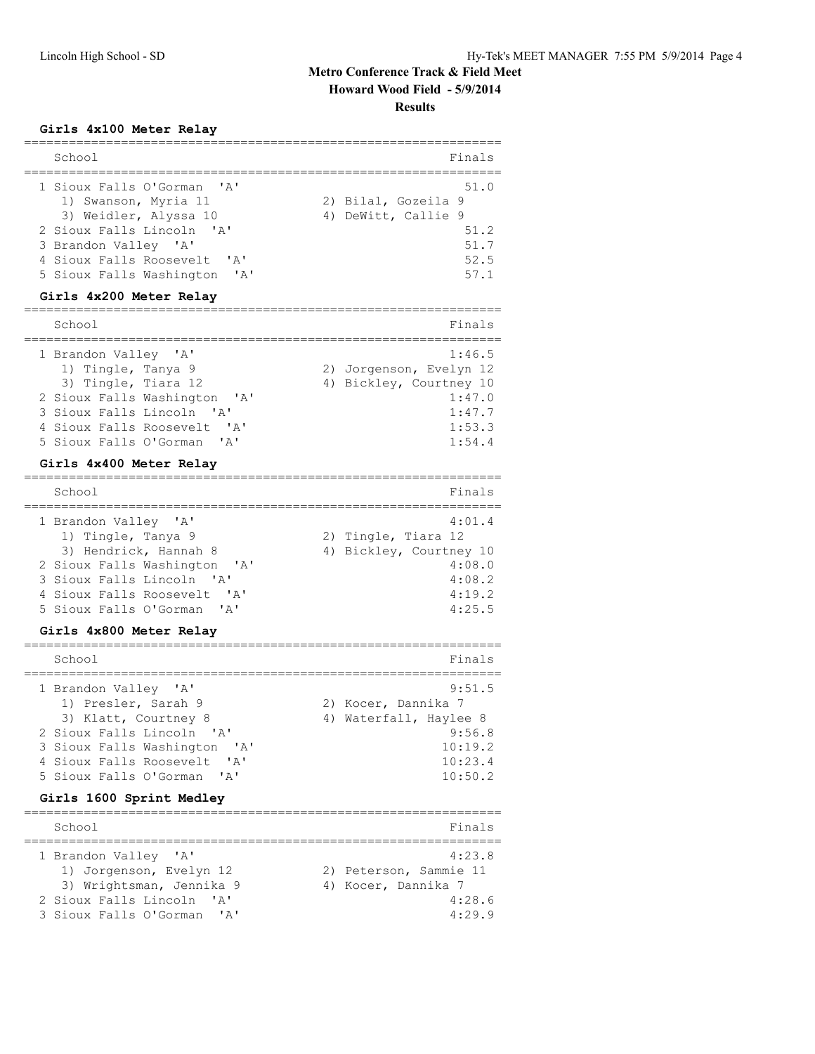**Metro Conference Track & Field Meet**
**Howard Wood Field - 5/9/2014**
**Results**

### Girls 4x100 Meter Relay

| School | Finals |
|---|---|
| 1 Sioux Falls O'Gorman 'A' | 51.0 |
| 1) Swanson, Myria 11; 2) Bilal, Gozeila 9; 3) Weidler, Alyssa 10; 4) DeWitt, Callie 9 | |
| 2 Sioux Falls Lincoln 'A' | 51.2 |
| 3 Brandon Valley 'A' | 51.7 |
| 4 Sioux Falls Roosevelt 'A' | 52.5 |
| 5 Sioux Falls Washington 'A' | 57.1 |

### Girls 4x200 Meter Relay

| School | Finals |
|---|---|
| 1 Brandon Valley 'A' | 1:46.5 |
| 1) Tingle, Tanya 9; 2) Jorgenson, Evelyn 12; 3) Tingle, Tiara 12; 4) Bickley, Courtney 10 | |
| 2 Sioux Falls Washington 'A' | 1:47.0 |
| 3 Sioux Falls Lincoln 'A' | 1:47.7 |
| 4 Sioux Falls Roosevelt 'A' | 1:53.3 |
| 5 Sioux Falls O'Gorman 'A' | 1:54.4 |

### Girls 4x400 Meter Relay

| School | Finals |
|---|---|
| 1 Brandon Valley 'A' | 4:01.4 |
| 1) Tingle, Tanya 9; 2) Tingle, Tiara 12; 3) Hendrick, Hannah 8; 4) Bickley, Courtney 10 | |
| 2 Sioux Falls Washington 'A' | 4:08.0 |
| 3 Sioux Falls Lincoln 'A' | 4:08.2 |
| 4 Sioux Falls Roosevelt 'A' | 4:19.2 |
| 5 Sioux Falls O'Gorman 'A' | 4:25.5 |

### Girls 4x800 Meter Relay

| School | Finals |
|---|---|
| 1 Brandon Valley 'A' | 9:51.5 |
| 1) Presler, Sarah 9; 2) Kocer, Dannika 7; 3) Klatt, Courtney 8; 4) Waterfall, Haylee 8 | |
| 2 Sioux Falls Lincoln 'A' | 9:56.8 |
| 3 Sioux Falls Washington 'A' | 10:19.2 |
| 4 Sioux Falls Roosevelt 'A' | 10:23.4 |
| 5 Sioux Falls O'Gorman 'A' | 10:50.2 |

### Girls 1600 Sprint Medley

| School | Finals |
|---|---|
| 1 Brandon Valley 'A' | 4:23.8 |
| 1) Jorgenson, Evelyn 12; 2) Peterson, Sammie 11; 3) Wrightsman, Jennika 9; 4) Kocer, Dannika 7 | |
| 2 Sioux Falls Lincoln 'A' | 4:28.6 |
| 3 Sioux Falls O'Gorman 'A' | 4:29.9 |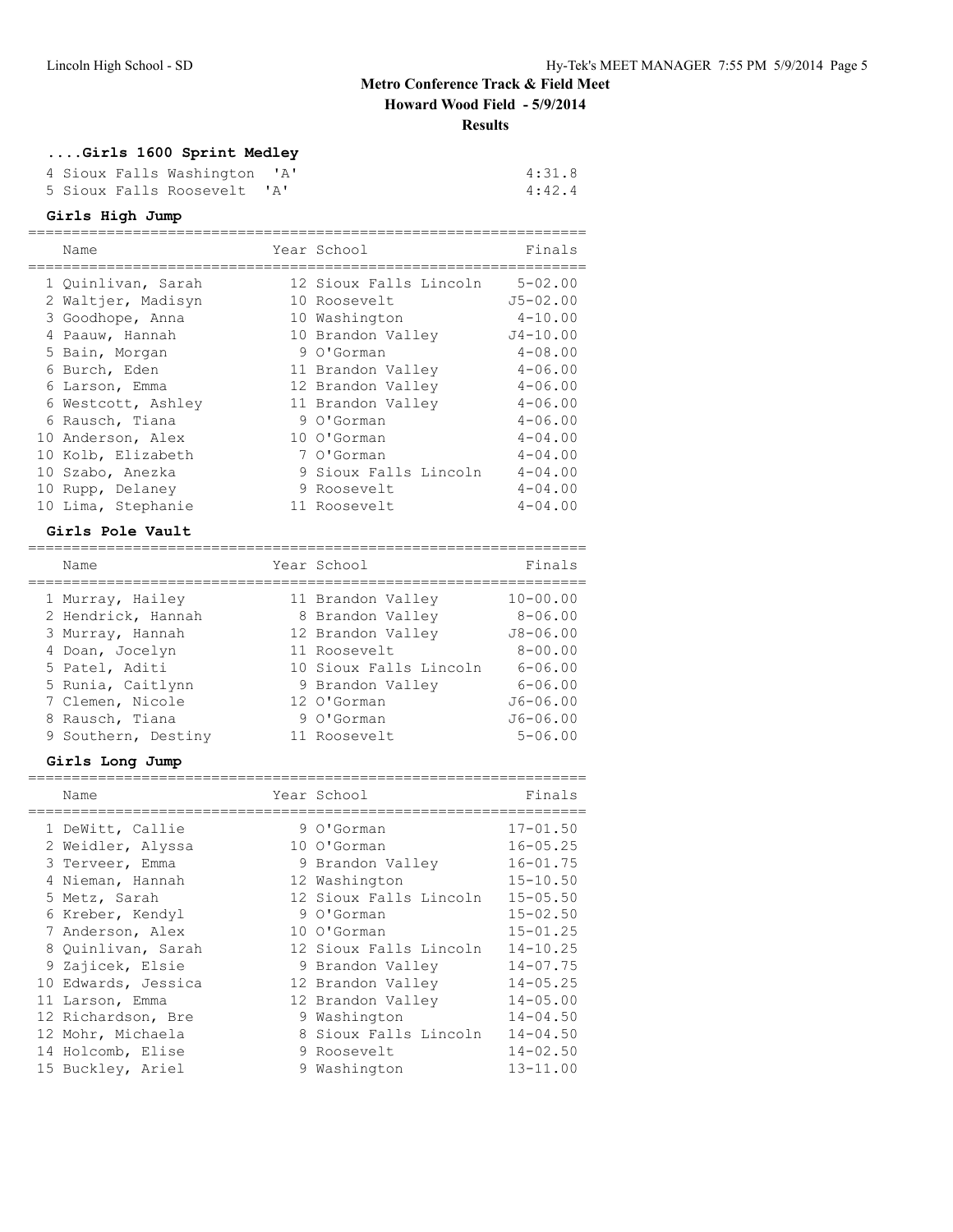# Metro Conference Track & Field Meet

**Howard Wood Field - 5/9/2014**

**Results**

### ....Girls 1600 Sprint Medley

| Place | Team | Finals |
|---|---|---|
| 4 | Sioux Falls Washington 'A' | 4:31.8 |
| 5 | Sioux Falls Roosevelt 'A' | 4:42.4 |

### Girls High Jump

| Place | Name | Year | School | Finals |
|---|---|---|---|---|
| 1 | Quinlivan, Sarah | 12 | Sioux Falls Lincoln | 5-02.00 |
| 2 | Waltjer, Madisyn | 10 | Roosevelt | J5-02.00 |
| 3 | Goodhope, Anna | 10 | Washington | 4-10.00 |
| 4 | Paauw, Hannah | 10 | Brandon Valley | J4-10.00 |
| 5 | Bain, Morgan | 9 | O'Gorman | 4-08.00 |
| 6 | Burch, Eden | 11 | Brandon Valley | 4-06.00 |
| 6 | Larson, Emma | 12 | Brandon Valley | 4-06.00 |
| 6 | Westcott, Ashley | 11 | Brandon Valley | 4-06.00 |
| 6 | Rausch, Tiana | 9 | O'Gorman | 4-06.00 |
| 10 | Anderson, Alex | 10 | O'Gorman | 4-04.00 |
| 10 | Kolb, Elizabeth | 7 | O'Gorman | 4-04.00 |
| 10 | Szabo, Anezka | 9 | Sioux Falls Lincoln | 4-04.00 |
| 10 | Rupp, Delaney | 9 | Roosevelt | 4-04.00 |
| 10 | Lima, Stephanie | 11 | Roosevelt | 4-04.00 |

### Girls Pole Vault

| Place | Name | Year | School | Finals |
|---|---|---|---|---|
| 1 | Murray, Hailey | 11 | Brandon Valley | 10-00.00 |
| 2 | Hendrick, Hannah | 8 | Brandon Valley | 8-06.00 |
| 3 | Murray, Hannah | 12 | Brandon Valley | J8-06.00 |
| 4 | Doan, Jocelyn | 11 | Roosevelt | 8-00.00 |
| 5 | Patel, Aditi | 10 | Sioux Falls Lincoln | 6-06.00 |
| 5 | Runia, Caitlynn | 9 | Brandon Valley | 6-06.00 |
| 7 | Clemen, Nicole | 12 | O'Gorman | J6-06.00 |
| 8 | Rausch, Tiana | 9 | O'Gorman | J6-06.00 |
| 9 | Southern, Destiny | 11 | Roosevelt | 5-06.00 |

### Girls Long Jump

| Place | Name | Year | School | Finals |
|---|---|---|---|---|
| 1 | DeWitt, Callie | 9 | O'Gorman | 17-01.50 |
| 2 | Weidler, Alyssa | 10 | O'Gorman | 16-05.25 |
| 3 | Terveer, Emma | 9 | Brandon Valley | 16-01.75 |
| 4 | Nieman, Hannah | 12 | Washington | 15-10.50 |
| 5 | Metz, Sarah | 12 | Sioux Falls Lincoln | 15-05.50 |
| 6 | Kreber, Kendyl | 9 | O'Gorman | 15-02.50 |
| 7 | Anderson, Alex | 10 | O'Gorman | 15-01.25 |
| 8 | Quinlivan, Sarah | 12 | Sioux Falls Lincoln | 14-10.25 |
| 9 | Zajicek, Elsie | 9 | Brandon Valley | 14-07.75 |
| 10 | Edwards, Jessica | 12 | Brandon Valley | 14-05.25 |
| 11 | Larson, Emma | 12 | Brandon Valley | 14-05.00 |
| 12 | Richardson, Bre | 9 | Washington | 14-04.50 |
| 12 | Mohr, Michaela | 8 | Sioux Falls Lincoln | 14-04.50 |
| 14 | Holcomb, Elise | 9 | Roosevelt | 14-02.50 |
| 15 | Buckley, Ariel | 9 | Washington | 13-11.00 |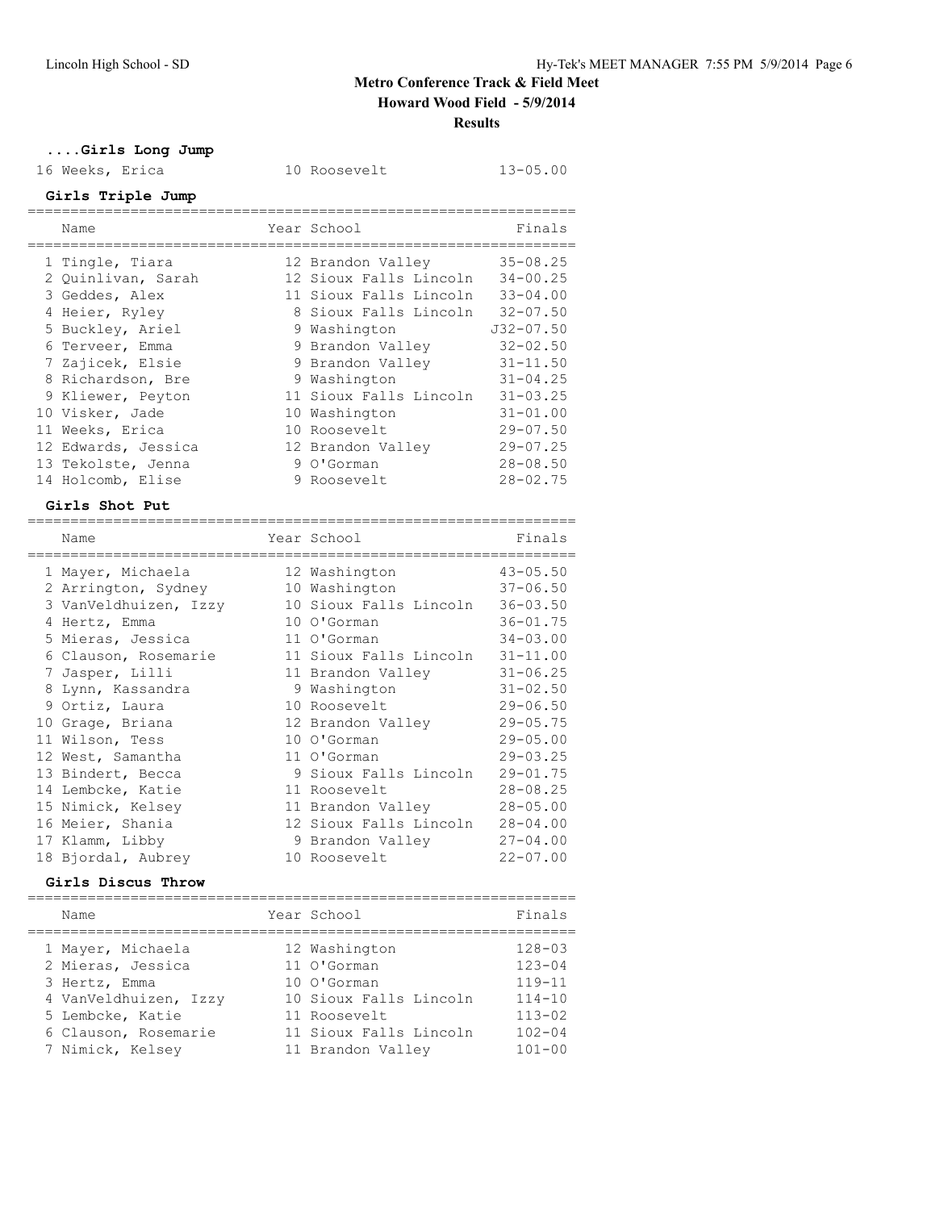Metro Conference Track & Field Meet

Howard Wood Field - 5/9/2014

Results

### ....Girls Long Jump

| | Name | Year | School | Finals |
|---|---|---|---|---|
| 16 | Weeks, Erica | 10 | Roosevelt | 13-05.00 |

### Girls Triple Jump

| | Name | Year | School | Finals |
|---|---|---|---|---|
| 1 | Tingle, Tiara | 12 | Brandon Valley | 35-08.25 |
| 2 | Quinlivan, Sarah | 12 | Sioux Falls Lincoln | 34-00.25 |
| 3 | Geddes, Alex | 11 | Sioux Falls Lincoln | 33-04.00 |
| 4 | Heier, Ryley | 8 | Sioux Falls Lincoln | 32-07.50 |
| 5 | Buckley, Ariel | 9 | Washington | J32-07.50 |
| 6 | Terveer, Emma | 9 | Brandon Valley | 32-02.50 |
| 7 | Zajicek, Elsie | 9 | Brandon Valley | 31-11.50 |
| 8 | Richardson, Bre | 9 | Washington | 31-04.25 |
| 9 | Kliewer, Peyton | 11 | Sioux Falls Lincoln | 31-03.25 |
| 10 | Visker, Jade | 10 | Washington | 31-01.00 |
| 11 | Weeks, Erica | 10 | Roosevelt | 29-07.50 |
| 12 | Edwards, Jessica | 12 | Brandon Valley | 29-07.25 |
| 13 | Tekolste, Jenna | 9 | O'Gorman | 28-08.50 |
| 14 | Holcomb, Elise | 9 | Roosevelt | 28-02.75 |

### Girls Shot Put

| | Name | Year | School | Finals |
|---|---|---|---|---|
| 1 | Mayer, Michaela | 12 | Washington | 43-05.50 |
| 2 | Arrington, Sydney | 10 | Washington | 37-06.50 |
| 3 | VanVeldhuizen, Izzy | 10 | Sioux Falls Lincoln | 36-03.50 |
| 4 | Hertz, Emma | 10 | O'Gorman | 36-01.75 |
| 5 | Mieras, Jessica | 11 | O'Gorman | 34-03.00 |
| 6 | Clauson, Rosemarie | 11 | Sioux Falls Lincoln | 31-11.00 |
| 7 | Jasper, Lilli | 11 | Brandon Valley | 31-06.25 |
| 8 | Lynn, Kassandra | 9 | Washington | 31-02.50 |
| 9 | Ortiz, Laura | 10 | Roosevelt | 29-06.50 |
| 10 | Grage, Briana | 12 | Brandon Valley | 29-05.75 |
| 11 | Wilson, Tess | 10 | O'Gorman | 29-05.00 |
| 12 | West, Samantha | 11 | O'Gorman | 29-03.25 |
| 13 | Bindert, Becca | 9 | Sioux Falls Lincoln | 29-01.75 |
| 14 | Lembcke, Katie | 11 | Roosevelt | 28-08.25 |
| 15 | Nimick, Kelsey | 11 | Brandon Valley | 28-05.00 |
| 16 | Meier, Shania | 12 | Sioux Falls Lincoln | 28-04.00 |
| 17 | Klamm, Libby | 9 | Brandon Valley | 27-04.00 |
| 18 | Bjordal, Aubrey | 10 | Roosevelt | 22-07.00 |

### Girls Discus Throw

| | Name | Year | School | Finals |
|---|---|---|---|---|
| 1 | Mayer, Michaela | 12 | Washington | 128-03 |
| 2 | Mieras, Jessica | 11 | O'Gorman | 123-04 |
| 3 | Hertz, Emma | 10 | O'Gorman | 119-11 |
| 4 | VanVeldhuizen, Izzy | 10 | Sioux Falls Lincoln | 114-10 |
| 5 | Lembcke, Katie | 11 | Roosevelt | 113-02 |
| 6 | Clauson, Rosemarie | 11 | Sioux Falls Lincoln | 102-04 |
| 7 | Nimick, Kelsey | 11 | Brandon Valley | 101-00 |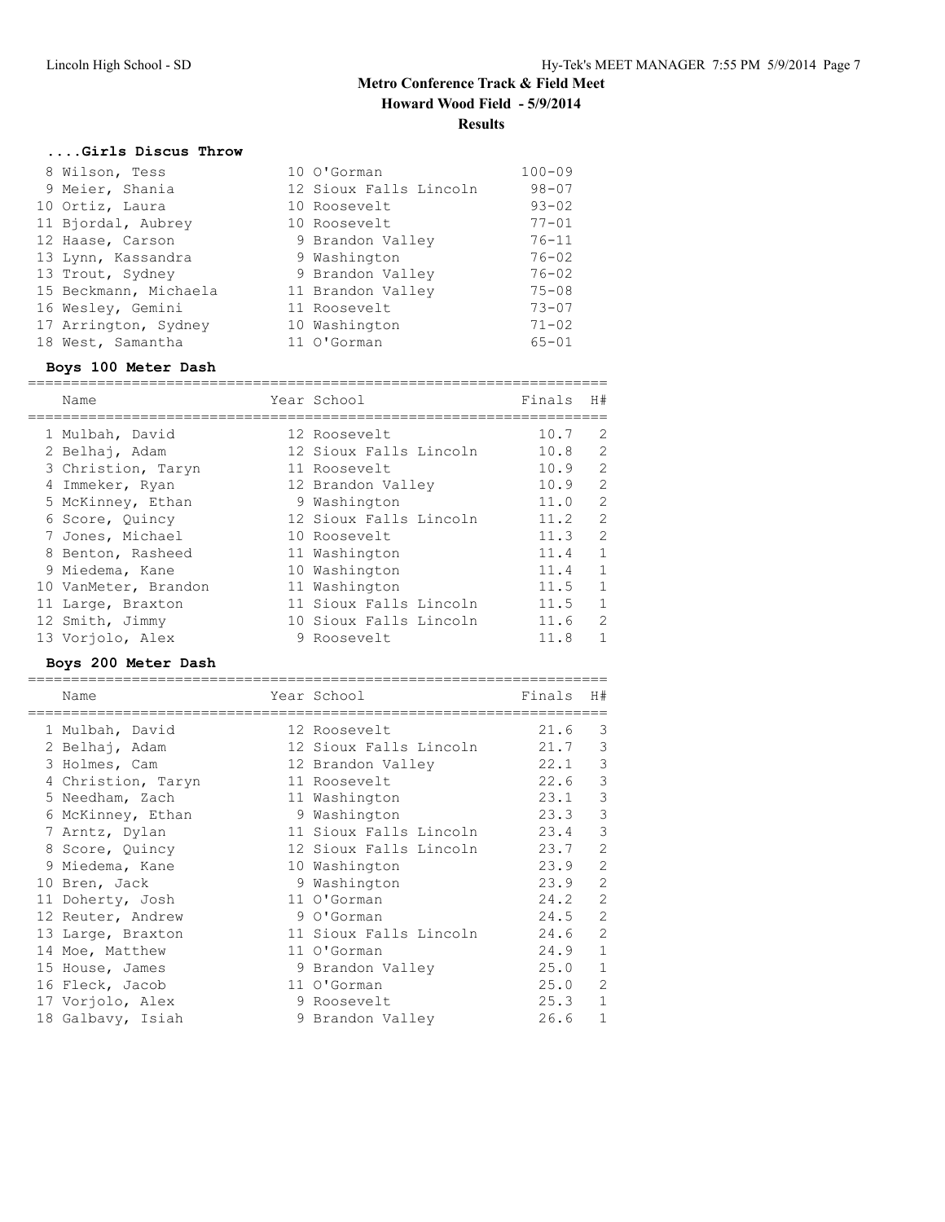# Metro Conference Track & Field Meet

## Howard Wood Field - 5/9/2014

### Results

#### ....Girls Discus Throw

| Place | Name | Year | School | Mark |
|---|---|---|---|---|
| 8 | Wilson, Tess | 10 | O'Gorman | 100-09 |
| 9 | Meier, Shania | 12 | Sioux Falls Lincoln | 98-07 |
| 10 | Ortiz, Laura | 10 | Roosevelt | 93-02 |
| 11 | Bjordal, Aubrey | 10 | Roosevelt | 77-01 |
| 12 | Haase, Carson | 9 | Brandon Valley | 76-11 |
| 13 | Lynn, Kassandra | 9 | Washington | 76-02 |
| 13 | Trout, Sydney | 9 | Brandon Valley | 76-02 |
| 15 | Beckmann, Michaela | 11 | Brandon Valley | 75-08 |
| 16 | Wesley, Gemini | 11 | Roosevelt | 73-07 |
| 17 | Arrington, Sydney | 10 | Washington | 71-02 |
| 18 | West, Samantha | 11 | O'Gorman | 65-01 |

#### Boys 100 Meter Dash

| Place | Name | Year | School | Finals | H# |
|---|---|---|---|---|---|
| 1 | Mulbah, David | 12 | Roosevelt | 10.7 | 2 |
| 2 | Belhaj, Adam | 12 | Sioux Falls Lincoln | 10.8 | 2 |
| 3 | Christion, Taryn | 11 | Roosevelt | 10.9 | 2 |
| 4 | Immeker, Ryan | 12 | Brandon Valley | 10.9 | 2 |
| 5 | McKinney, Ethan | 9 | Washington | 11.0 | 2 |
| 6 | Score, Quincy | 12 | Sioux Falls Lincoln | 11.2 | 2 |
| 7 | Jones, Michael | 10 | Roosevelt | 11.3 | 2 |
| 8 | Benton, Rasheed | 11 | Washington | 11.4 | 1 |
| 9 | Miedema, Kane | 10 | Washington | 11.4 | 1 |
| 10 | VanMeter, Brandon | 11 | Washington | 11.5 | 1 |
| 11 | Large, Braxton | 11 | Sioux Falls Lincoln | 11.5 | 1 |
| 12 | Smith, Jimmy | 10 | Sioux Falls Lincoln | 11.6 | 2 |
| 13 | Vorjolo, Alex | 9 | Roosevelt | 11.8 | 1 |

#### Boys 200 Meter Dash

| Place | Name | Year | School | Finals | H# |
|---|---|---|---|---|---|
| 1 | Mulbah, David | 12 | Roosevelt | 21.6 | 3 |
| 2 | Belhaj, Adam | 12 | Sioux Falls Lincoln | 21.7 | 3 |
| 3 | Holmes, Cam | 12 | Brandon Valley | 22.1 | 3 |
| 4 | Christion, Taryn | 11 | Roosevelt | 22.6 | 3 |
| 5 | Needham, Zach | 11 | Washington | 23.1 | 3 |
| 6 | McKinney, Ethan | 9 | Washington | 23.3 | 3 |
| 7 | Arntz, Dylan | 11 | Sioux Falls Lincoln | 23.4 | 3 |
| 8 | Score, Quincy | 12 | Sioux Falls Lincoln | 23.7 | 2 |
| 9 | Miedema, Kane | 10 | Washington | 23.9 | 2 |
| 10 | Bren, Jack | 9 | Washington | 23.9 | 2 |
| 11 | Doherty, Josh | 11 | O'Gorman | 24.2 | 2 |
| 12 | Reuter, Andrew | 9 | O'Gorman | 24.5 | 2 |
| 13 | Large, Braxton | 11 | Sioux Falls Lincoln | 24.6 | 2 |
| 14 | Moe, Matthew | 11 | O'Gorman | 24.9 | 1 |
| 15 | House, James | 9 | Brandon Valley | 25.0 | 1 |
| 16 | Fleck, Jacob | 11 | O'Gorman | 25.0 | 2 |
| 17 | Vorjolo, Alex | 9 | Roosevelt | 25.3 | 1 |
| 18 | Galbavy, Isiah | 9 | Brandon Valley | 26.6 | 1 |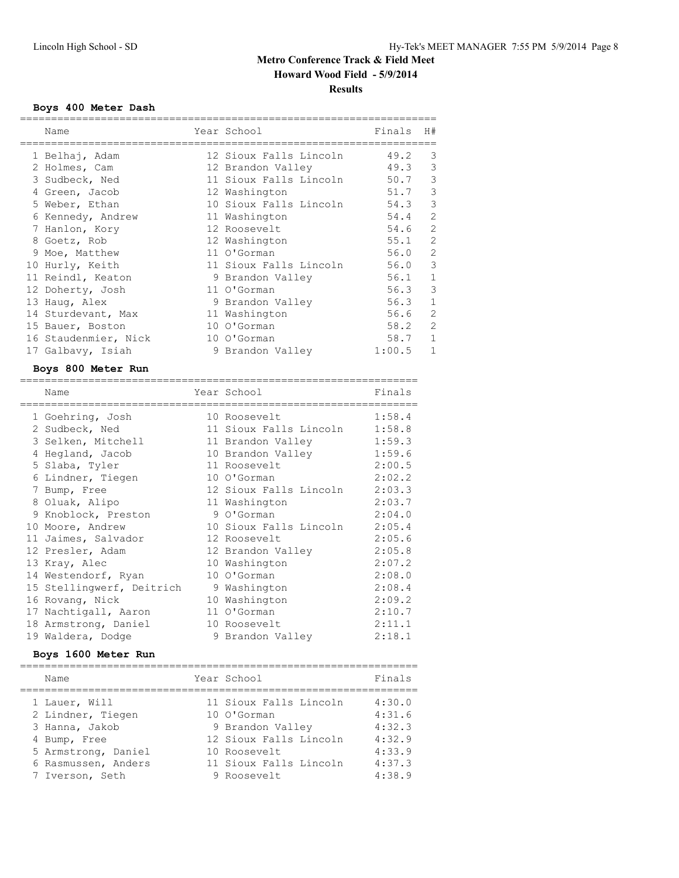# Metro Conference Track & Field Meet

**Howard Wood Field - 5/9/2014**

**Results**

### Boys 400 Meter Dash

| | Name | Year | School | Finals | H# |
|---|---|---|---|---|---|
| 1 | Belhaj, Adam | 12 | Sioux Falls Lincoln | 49.2 | 3 |
| 2 | Holmes, Cam | 12 | Brandon Valley | 49.3 | 3 |
| 3 | Sudbeck, Ned | 11 | Sioux Falls Lincoln | 50.7 | 3 |
| 4 | Green, Jacob | 12 | Washington | 51.7 | 3 |
| 5 | Weber, Ethan | 10 | Sioux Falls Lincoln | 54.3 | 3 |
| 6 | Kennedy, Andrew | 11 | Washington | 54.4 | 2 |
| 7 | Hanlon, Kory | 12 | Roosevelt | 54.6 | 2 |
| 8 | Goetz, Rob | 12 | Washington | 55.1 | 2 |
| 9 | Moe, Matthew | 11 | O'Gorman | 56.0 | 2 |
| 10 | Hurly, Keith | 11 | Sioux Falls Lincoln | 56.0 | 3 |
| 11 | Reindl, Keaton | 9 | Brandon Valley | 56.1 | 1 |
| 12 | Doherty, Josh | 11 | O'Gorman | 56.3 | 3 |
| 13 | Haug, Alex | 9 | Brandon Valley | 56.3 | 1 |
| 14 | Sturdevant, Max | 11 | Washington | 56.6 | 2 |
| 15 | Bauer, Boston | 10 | O'Gorman | 58.2 | 2 |
| 16 | Staudenmier, Nick | 10 | O'Gorman | 58.7 | 1 |
| 17 | Galbavy, Isiah | 9 | Brandon Valley | 1:00.5 | 1 |

### Boys 800 Meter Run

| | Name | Year | School | Finals |
|---|---|---|---|---|
| 1 | Goehring, Josh | 10 | Roosevelt | 1:58.4 |
| 2 | Sudbeck, Ned | 11 | Sioux Falls Lincoln | 1:58.8 |
| 3 | Selken, Mitchell | 11 | Brandon Valley | 1:59.3 |
| 4 | Hegland, Jacob | 10 | Brandon Valley | 1:59.6 |
| 5 | Slaba, Tyler | 11 | Roosevelt | 2:00.5 |
| 6 | Lindner, Tiegen | 10 | O'Gorman | 2:02.2 |
| 7 | Bump, Free | 12 | Sioux Falls Lincoln | 2:03.3 |
| 8 | Oluak, Alipo | 11 | Washington | 2:03.7 |
| 9 | Knoblock, Preston | 9 | O'Gorman | 2:04.0 |
| 10 | Moore, Andrew | 10 | Sioux Falls Lincoln | 2:05.4 |
| 11 | Jaimes, Salvador | 12 | Roosevelt | 2:05.6 |
| 12 | Presler, Adam | 12 | Brandon Valley | 2:05.8 |
| 13 | Kray, Alec | 10 | Washington | 2:07.2 |
| 14 | Westendorf, Ryan | 10 | O'Gorman | 2:08.0 |
| 15 | Stellingwerf, Deitrich | 9 | Washington | 2:08.4 |
| 16 | Rovang, Nick | 10 | Washington | 2:09.2 |
| 17 | Nachtigall, Aaron | 11 | O'Gorman | 2:10.7 |
| 18 | Armstrong, Daniel | 10 | Roosevelt | 2:11.1 |
| 19 | Waldera, Dodge | 9 | Brandon Valley | 2:18.1 |

### Boys 1600 Meter Run

| | Name | Year | School | Finals |
|---|---|---|---|---|
| 1 | Lauer, Will | 11 | Sioux Falls Lincoln | 4:30.0 |
| 2 | Lindner, Tiegen | 10 | O'Gorman | 4:31.6 |
| 3 | Hanna, Jakob | 9 | Brandon Valley | 4:32.3 |
| 4 | Bump, Free | 12 | Sioux Falls Lincoln | 4:32.9 |
| 5 | Armstrong, Daniel | 10 | Roosevelt | 4:33.9 |
| 6 | Rasmussen, Anders | 11 | Sioux Falls Lincoln | 4:37.3 |
| 7 | Iverson, Seth | 9 | Roosevelt | 4:38.9 |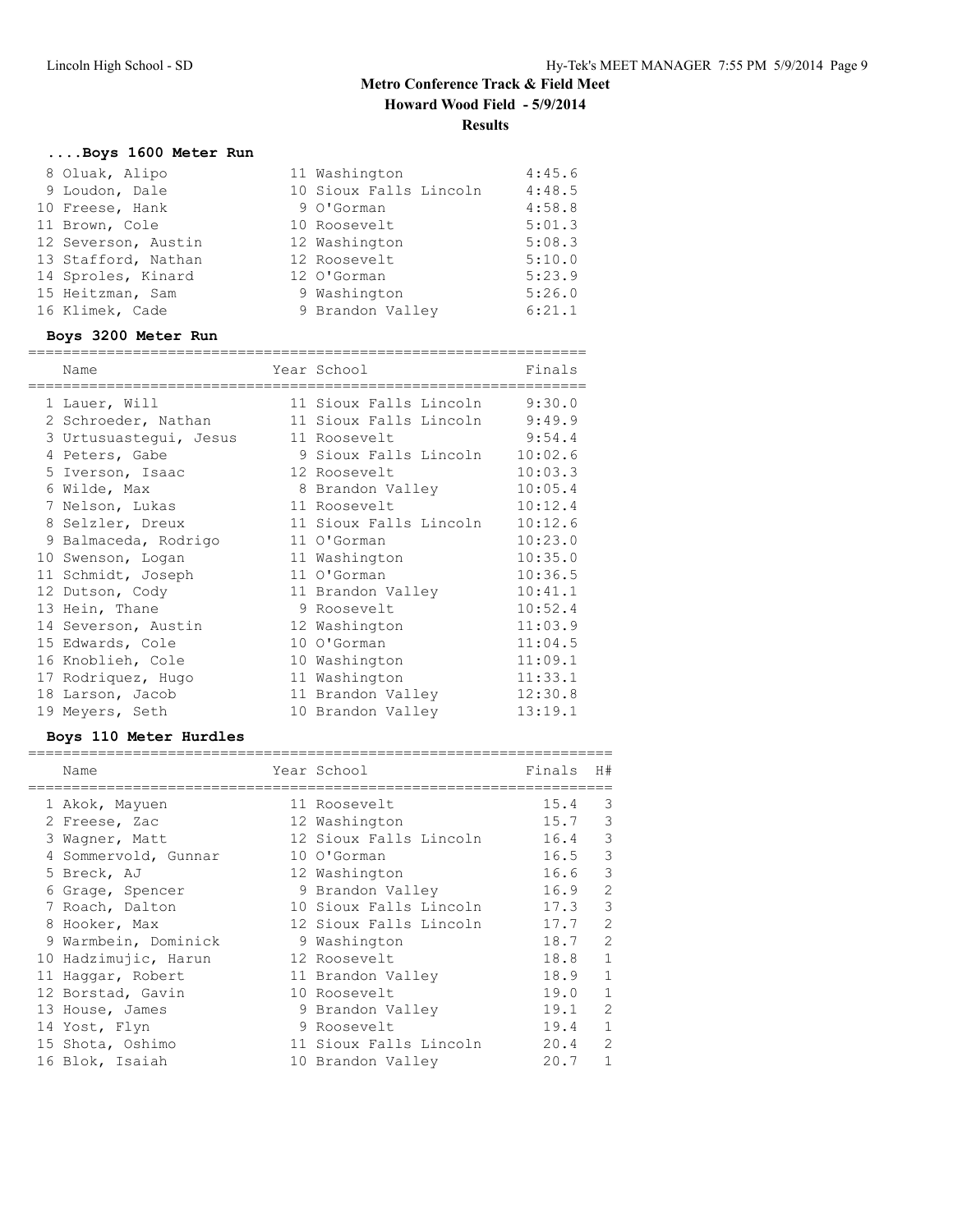# Metro Conference Track & Field Meet

## Howard Wood Field - 5/9/2014

## Results

### ....Boys 1600 Meter Run

| | Name | Year | School | Finals |
|---|---|---|---|---|
| 8 | Oluak, Alipo | 11 | Washington | 4:45.6 |
| 9 | Loudon, Dale | 10 | Sioux Falls Lincoln | 4:48.5 |
| 10 | Freese, Hank | 9 | O'Gorman | 4:58.8 |
| 11 | Brown, Cole | 10 | Roosevelt | 5:01.3 |
| 12 | Severson, Austin | 12 | Washington | 5:08.3 |
| 13 | Stafford, Nathan | 12 | Roosevelt | 5:10.0 |
| 14 | Sproles, Kinard | 12 | O'Gorman | 5:23.9 |
| 15 | Heitzman, Sam | 9 | Washington | 5:26.0 |
| 16 | Klimek, Cade | 9 | Brandon Valley | 6:21.1 |

### Boys 3200 Meter Run

| | Name | Year | School | Finals |
|---|---|---|---|---|
| 1 | Lauer, Will | 11 | Sioux Falls Lincoln | 9:30.0 |
| 2 | Schroeder, Nathan | 11 | Sioux Falls Lincoln | 9:49.9 |
| 3 | Urtusuastegui, Jesus | 11 | Roosevelt | 9:54.4 |
| 4 | Peters, Gabe | 9 | Sioux Falls Lincoln | 10:02.6 |
| 5 | Iverson, Isaac | 12 | Roosevelt | 10:03.3 |
| 6 | Wilde, Max | 8 | Brandon Valley | 10:05.4 |
| 7 | Nelson, Lukas | 11 | Roosevelt | 10:12.4 |
| 8 | Selzler, Dreux | 11 | Sioux Falls Lincoln | 10:12.6 |
| 9 | Balmaceda, Rodrigo | 11 | O'Gorman | 10:23.0 |
| 10 | Swenson, Logan | 11 | Washington | 10:35.0 |
| 11 | Schmidt, Joseph | 11 | O'Gorman | 10:36.5 |
| 12 | Dutson, Cody | 11 | Brandon Valley | 10:41.1 |
| 13 | Hein, Thane | 9 | Roosevelt | 10:52.4 |
| 14 | Severson, Austin | 12 | Washington | 11:03.9 |
| 15 | Edwards, Cole | 10 | O'Gorman | 11:04.5 |
| 16 | Knoblieh, Cole | 10 | Washington | 11:09.1 |
| 17 | Rodriquez, Hugo | 11 | Washington | 11:33.1 |
| 18 | Larson, Jacob | 11 | Brandon Valley | 12:30.8 |
| 19 | Meyers, Seth | 10 | Brandon Valley | 13:19.1 |

### Boys 110 Meter Hurdles

| | Name | Year | School | Finals | H# |
|---|---|---|---|---|---|
| 1 | Akok, Mayuen | 11 | Roosevelt | 15.4 | 3 |
| 2 | Freese, Zac | 12 | Washington | 15.7 | 3 |
| 3 | Wagner, Matt | 12 | Sioux Falls Lincoln | 16.4 | 3 |
| 4 | Sommervold, Gunnar | 10 | O'Gorman | 16.5 | 3 |
| 5 | Breck, AJ | 12 | Washington | 16.6 | 3 |
| 6 | Grage, Spencer | 9 | Brandon Valley | 16.9 | 2 |
| 7 | Roach, Dalton | 10 | Sioux Falls Lincoln | 17.3 | 3 |
| 8 | Hooker, Max | 12 | Sioux Falls Lincoln | 17.7 | 2 |
| 9 | Warmbein, Dominick | 9 | Washington | 18.7 | 2 |
| 10 | Hadzimujic, Harun | 12 | Roosevelt | 18.8 | 1 |
| 11 | Haggar, Robert | 11 | Brandon Valley | 18.9 | 1 |
| 12 | Borstad, Gavin | 10 | Roosevelt | 19.0 | 1 |
| 13 | House, James | 9 | Brandon Valley | 19.1 | 2 |
| 14 | Yost, Flyn | 9 | Roosevelt | 19.4 | 1 |
| 15 | Shota, Oshimo | 11 | Sioux Falls Lincoln | 20.4 | 2 |
| 16 | Blok, Isaiah | 10 | Brandon Valley | 20.7 | 1 |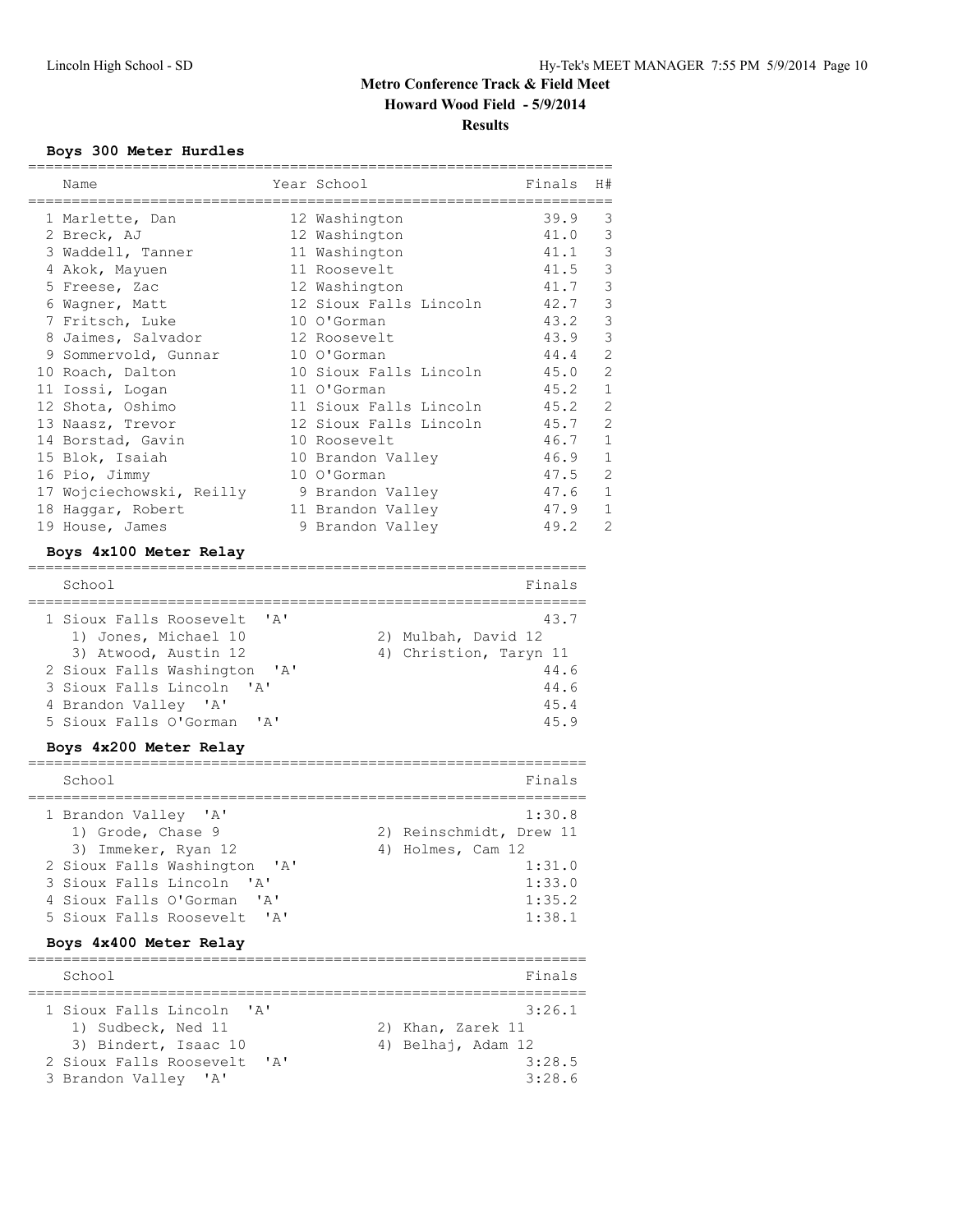# Metro Conference Track & Field Meet

## Howard Wood Field - 5/9/2014

## Results

### Boys 300 Meter Hurdles

| | Name | Year | School | Finals | H# |
|---|---|---|---|---|---|
| 1 | Marlette, Dan | 12 | Washington | 39.9 | 3 |
| 2 | Breck, AJ | 12 | Washington | 41.0 | 3 |
| 3 | Waddell, Tanner | 11 | Washington | 41.1 | 3 |
| 4 | Akok, Mayuen | 11 | Roosevelt | 41.5 | 3 |
| 5 | Freese, Zac | 12 | Washington | 41.7 | 3 |
| 6 | Wagner, Matt | 12 | Sioux Falls Lincoln | 42.7 | 3 |
| 7 | Fritsch, Luke | 10 | O'Gorman | 43.2 | 3 |
| 8 | Jaimes, Salvador | 12 | Roosevelt | 43.9 | 3 |
| 9 | Sommervold, Gunnar | 10 | O'Gorman | 44.4 | 2 |
| 10 | Roach, Dalton | 10 | Sioux Falls Lincoln | 45.0 | 2 |
| 11 | Iossi, Logan | 11 | O'Gorman | 45.2 | 1 |
| 12 | Shota, Oshimo | 11 | Sioux Falls Lincoln | 45.2 | 2 |
| 13 | Naasz, Trevor | 12 | Sioux Falls Lincoln | 45.7 | 2 |
| 14 | Borstad, Gavin | 10 | Roosevelt | 46.7 | 1 |
| 15 | Blok, Isaiah | 10 | Brandon Valley | 46.9 | 1 |
| 16 | Pio, Jimmy | 10 | O'Gorman | 47.5 | 2 |
| 17 | Wojciechowski, Reilly | 9 | Brandon Valley | 47.6 | 1 |
| 18 | Haggar, Robert | 11 | Brandon Valley | 47.9 | 1 |
| 19 | House, James | 9 | Brandon Valley | 49.2 | 2 |

### Boys 4x100 Meter Relay

| | School | Finals |
|---|---|---|
| 1 | Sioux Falls Roosevelt 'A' | 43.7 |
| | 1) Jones, Michael 10; 2) Mulbah, David 12; 3) Atwood, Austin 12; 4) Christion, Taryn 11 | |
| 2 | Sioux Falls Washington 'A' | 44.6 |
| 3 | Sioux Falls Lincoln 'A' | 44.6 |
| 4 | Brandon Valley 'A' | 45.4 |
| 5 | Sioux Falls O'Gorman 'A' | 45.9 |

### Boys 4x200 Meter Relay

| | School | Finals |
|---|---|---|
| 1 | Brandon Valley 'A' | 1:30.8 |
| | 1) Grode, Chase 9; 2) Reinschmidt, Drew 11; 3) Immeker, Ryan 12; 4) Holmes, Cam 12 | |
| 2 | Sioux Falls Washington 'A' | 1:31.0 |
| 3 | Sioux Falls Lincoln 'A' | 1:33.0 |
| 4 | Sioux Falls O'Gorman 'A' | 1:35.2 |
| 5 | Sioux Falls Roosevelt 'A' | 1:38.1 |

### Boys 4x400 Meter Relay

| | School | Finals |
|---|---|---|
| 1 | Sioux Falls Lincoln 'A' | 3:26.1 |
| | 1) Sudbeck, Ned 11; 2) Khan, Zarek 11; 3) Bindert, Isaac 10; 4) Belhaj, Adam 12 | |
| 2 | Sioux Falls Roosevelt 'A' | 3:28.5 |
| 3 | Brandon Valley 'A' | 3:28.6 |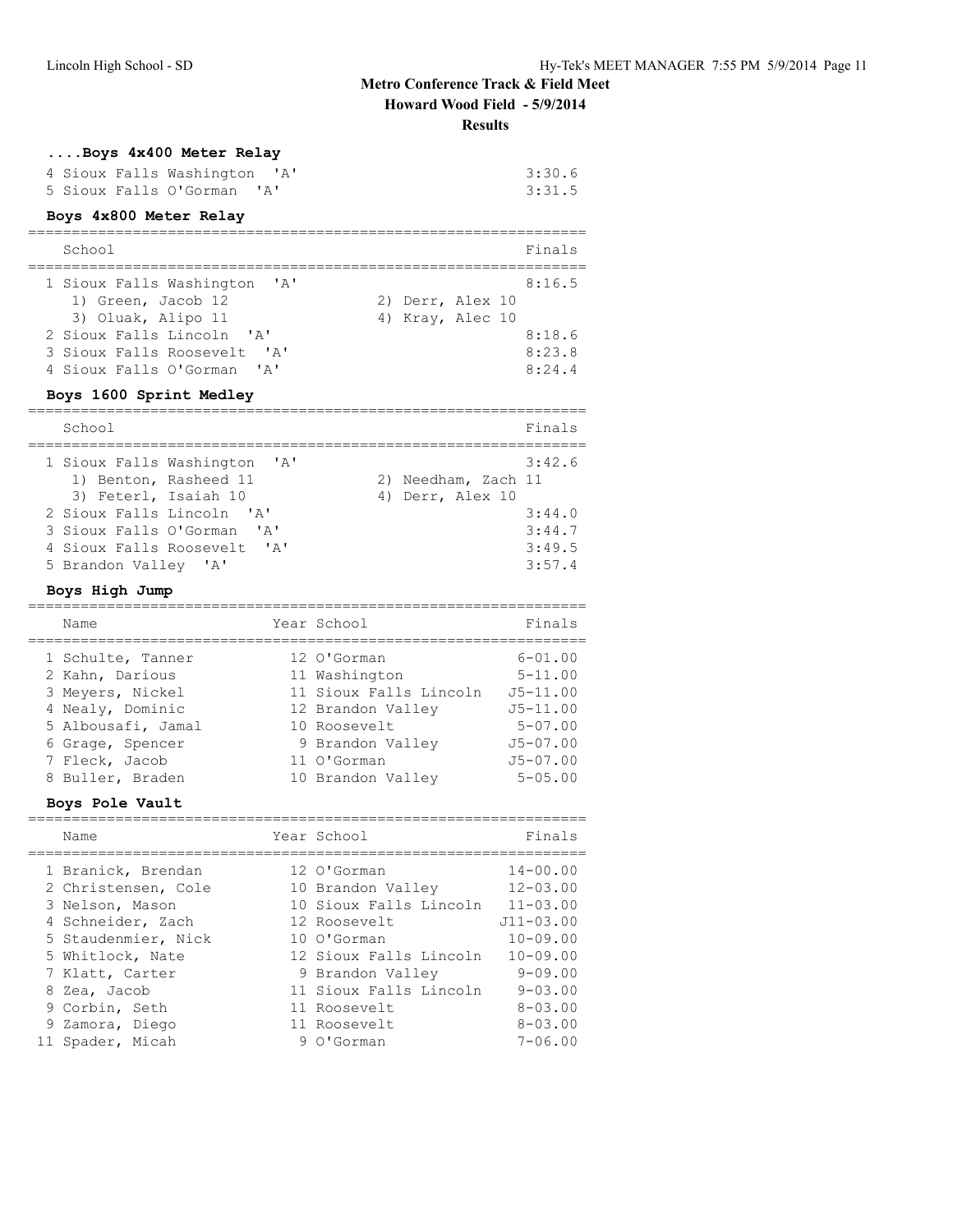# Metro Conference Track & Field Meet

**Howard Wood Field - 5/9/2014**

**Results**

### ....Boys 4x400 Meter Relay

| | School | Finals |
|---|---|---|
| 4 | Sioux Falls Washington 'A' | 3:30.6 |
| 5 | Sioux Falls O'Gorman 'A' | 3:31.5 |

### Boys 4x800 Meter Relay

| | School | Finals |
|---|---|---|
| 1 | Sioux Falls Washington 'A' | 8:16.5 |
| | 1) Green, Jacob 12; 2) Derr, Alex 10; 3) Oluak, Alipo 11; 4) Kray, Alec 10 | |
| 2 | Sioux Falls Lincoln 'A' | 8:18.6 |
| 3 | Sioux Falls Roosevelt 'A' | 8:23.8 |
| 4 | Sioux Falls O'Gorman 'A' | 8:24.4 |

### Boys 1600 Sprint Medley

| | School | Finals |
|---|---|---|
| 1 | Sioux Falls Washington 'A' | 3:42.6 |
| | 1) Benton, Rasheed 11; 2) Needham, Zach 11; 3) Feterl, Isaiah 10; 4) Derr, Alex 10 | |
| 2 | Sioux Falls Lincoln 'A' | 3:44.0 |
| 3 | Sioux Falls O'Gorman 'A' | 3:44.7 |
| 4 | Sioux Falls Roosevelt 'A' | 3:49.5 |
| 5 | Brandon Valley 'A' | 3:57.4 |

### Boys High Jump

| | Name | Year | School | Finals |
|---|---|---|---|---|
| 1 | Schulte, Tanner | 12 | O'Gorman | 6-01.00 |
| 2 | Kahn, Darious | 11 | Washington | 5-11.00 |
| 3 | Meyers, Nickel | 11 | Sioux Falls Lincoln | J5-11.00 |
| 4 | Nealy, Dominic | 12 | Brandon Valley | J5-11.00 |
| 5 | Albousafi, Jamal | 10 | Roosevelt | 5-07.00 |
| 6 | Grage, Spencer | 9 | Brandon Valley | J5-07.00 |
| 7 | Fleck, Jacob | 11 | O'Gorman | J5-07.00 |
| 8 | Buller, Braden | 10 | Brandon Valley | 5-05.00 |

### Boys Pole Vault

| | Name | Year | School | Finals |
|---|---|---|---|---|
| 1 | Branick, Brendan | 12 | O'Gorman | 14-00.00 |
| 2 | Christensen, Cole | 10 | Brandon Valley | 12-03.00 |
| 3 | Nelson, Mason | 10 | Sioux Falls Lincoln | 11-03.00 |
| 4 | Schneider, Zach | 12 | Roosevelt | J11-03.00 |
| 5 | Staudenmier, Nick | 10 | O'Gorman | 10-09.00 |
| 5 | Whitlock, Nate | 12 | Sioux Falls Lincoln | 10-09.00 |
| 7 | Klatt, Carter | 9 | Brandon Valley | 9-09.00 |
| 8 | Zea, Jacob | 11 | Sioux Falls Lincoln | 9-03.00 |
| 9 | Corbin, Seth | 11 | Roosevelt | 8-03.00 |
| 9 | Zamora, Diego | 11 | Roosevelt | 8-03.00 |
| 11 | Spader, Micah | 9 | O'Gorman | 7-06.00 |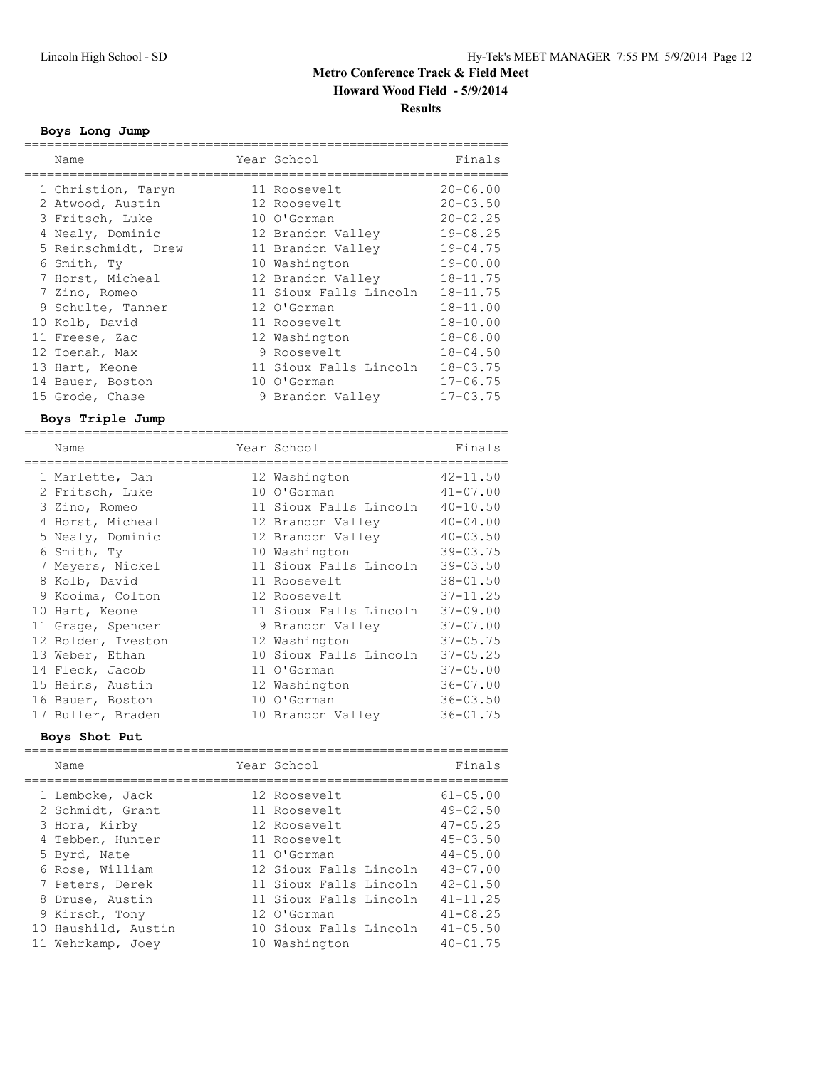# Metro Conference Track & Field Meet

## Howard Wood Field - 5/9/2014

## Results

### Boys Long Jump

| Place | Name | Year | School | Finals |
|---|---|---|---|---|
| 1 | Christion, Taryn | 11 | Roosevelt | 20-06.00 |
| 2 | Atwood, Austin | 12 | Roosevelt | 20-03.50 |
| 3 | Fritsch, Luke | 10 | O'Gorman | 20-02.25 |
| 4 | Nealy, Dominic | 12 | Brandon Valley | 19-08.25 |
| 5 | Reinschmidt, Drew | 11 | Brandon Valley | 19-04.75 |
| 6 | Smith, Ty | 10 | Washington | 19-00.00 |
| 7 | Horst, Micheal | 12 | Brandon Valley | 18-11.75 |
| 7 | Zino, Romeo | 11 | Sioux Falls Lincoln | 18-11.75 |
| 9 | Schulte, Tanner | 12 | O'Gorman | 18-11.00 |
| 10 | Kolb, David | 11 | Roosevelt | 18-10.00 |
| 11 | Freese, Zac | 12 | Washington | 18-08.00 |
| 12 | Toenah, Max | 9 | Roosevelt | 18-04.50 |
| 13 | Hart, Keone | 11 | Sioux Falls Lincoln | 18-03.75 |
| 14 | Bauer, Boston | 10 | O'Gorman | 17-06.75 |
| 15 | Grode, Chase | 9 | Brandon Valley | 17-03.75 |

### Boys Triple Jump

| Place | Name | Year | School | Finals |
|---|---|---|---|---|
| 1 | Marlette, Dan | 12 | Washington | 42-11.50 |
| 2 | Fritsch, Luke | 10 | O'Gorman | 41-07.00 |
| 3 | Zino, Romeo | 11 | Sioux Falls Lincoln | 40-10.50 |
| 4 | Horst, Micheal | 12 | Brandon Valley | 40-04.00 |
| 5 | Nealy, Dominic | 12 | Brandon Valley | 40-03.50 |
| 6 | Smith, Ty | 10 | Washington | 39-03.75 |
| 7 | Meyers, Nickel | 11 | Sioux Falls Lincoln | 39-03.50 |
| 8 | Kolb, David | 11 | Roosevelt | 38-01.50 |
| 9 | Kooima, Colton | 12 | Roosevelt | 37-11.25 |
| 10 | Hart, Keone | 11 | Sioux Falls Lincoln | 37-09.00 |
| 11 | Grage, Spencer | 9 | Brandon Valley | 37-07.00 |
| 12 | Bolden, Iveston | 12 | Washington | 37-05.75 |
| 13 | Weber, Ethan | 10 | Sioux Falls Lincoln | 37-05.25 |
| 14 | Fleck, Jacob | 11 | O'Gorman | 37-05.00 |
| 15 | Heins, Austin | 12 | Washington | 36-07.00 |
| 16 | Bauer, Boston | 10 | O'Gorman | 36-03.50 |
| 17 | Buller, Braden | 10 | Brandon Valley | 36-01.75 |

### Boys Shot Put

| Place | Name | Year | School | Finals |
|---|---|---|---|---|
| 1 | Lembcke, Jack | 12 | Roosevelt | 61-05.00 |
| 2 | Schmidt, Grant | 11 | Roosevelt | 49-02.50 |
| 3 | Hora, Kirby | 12 | Roosevelt | 47-05.25 |
| 4 | Tebben, Hunter | 11 | Roosevelt | 45-03.50 |
| 5 | Byrd, Nate | 11 | O'Gorman | 44-05.00 |
| 6 | Rose, William | 12 | Sioux Falls Lincoln | 43-07.00 |
| 7 | Peters, Derek | 11 | Sioux Falls Lincoln | 42-01.50 |
| 8 | Druse, Austin | 11 | Sioux Falls Lincoln | 41-11.25 |
| 9 | Kirsch, Tony | 12 | O'Gorman | 41-08.25 |
| 10 | Haushild, Austin | 10 | Sioux Falls Lincoln | 41-05.50 |
| 11 | Wehrkamp, Joey | 10 | Washington | 40-01.75 |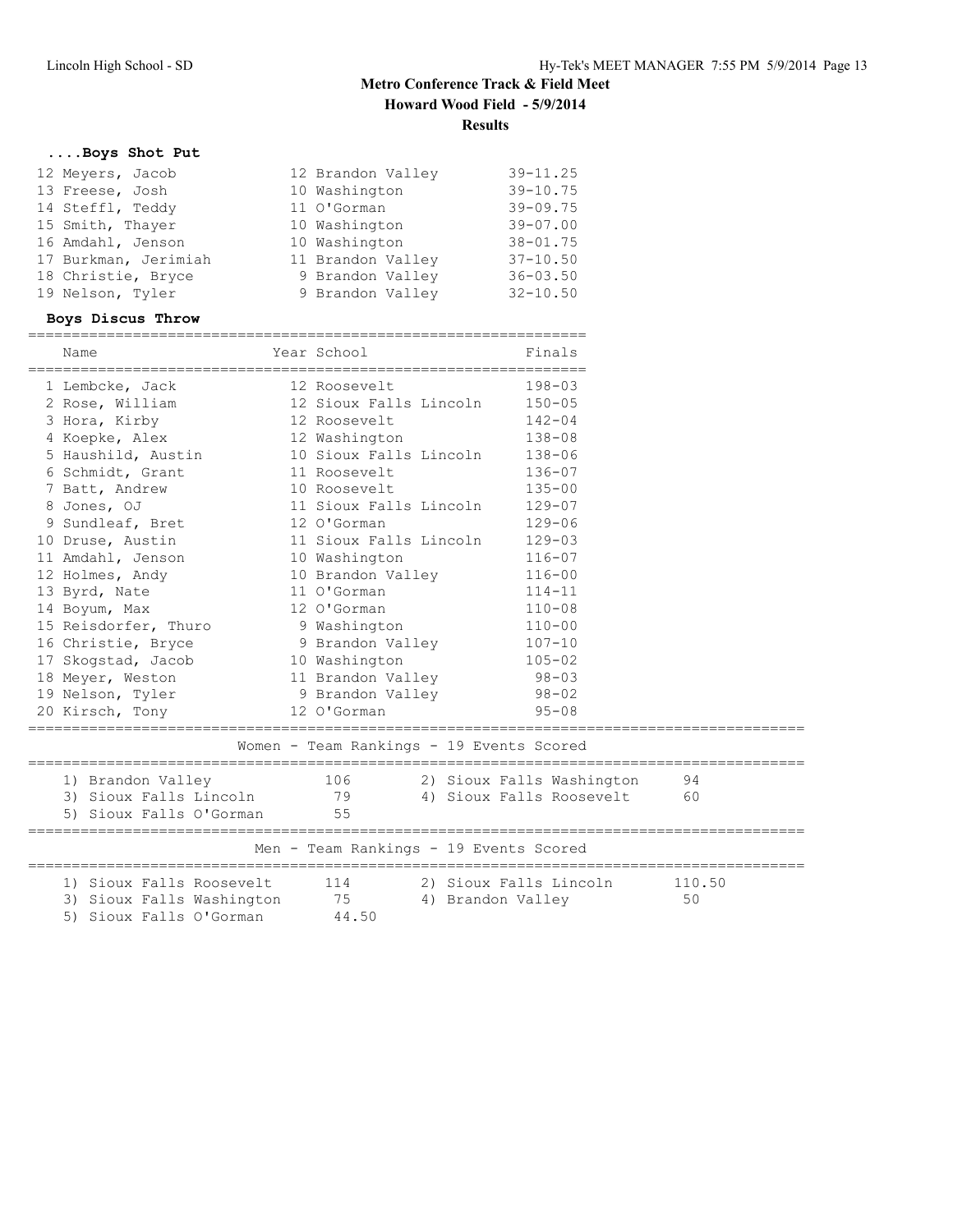## ....Boys Shot Put

| | | | | |
|---|---|---|---|---|
| 12 | Meyers, Jacob | 12 | Brandon Valley | 39-11.25 |
| 13 | Freese, Josh | 10 | Washington | 39-10.75 |
| 14 | Steffl, Teddy | 11 | O'Gorman | 39-09.75 |
| 15 | Smith, Thayer | 10 | Washington | 39-07.00 |
| 16 | Amdahl, Jenson | 10 | Washington | 38-01.75 |
| 17 | Burkman, Jerimiah | 11 | Brandon Valley | 37-10.50 |
| 18 | Christie, Bryce | 9 | Brandon Valley | 36-03.50 |
| 19 | Nelson, Tyler | 9 | Brandon Valley | 32-10.50 |

## Boys Discus Throw

| | Name | Year | School | Finals |
|---|---|---|---|---|
| 1 | Lembcke, Jack | 12 | Roosevelt | 198-03 |
| 2 | Rose, William | 12 | Sioux Falls Lincoln | 150-05 |
| 3 | Hora, Kirby | 12 | Roosevelt | 142-04 |
| 4 | Koepke, Alex | 12 | Washington | 138-08 |
| 5 | Haushild, Austin | 10 | Sioux Falls Lincoln | 138-06 |
| 6 | Schmidt, Grant | 11 | Roosevelt | 136-07 |
| 7 | Batt, Andrew | 10 | Roosevelt | 135-00 |
| 8 | Jones, OJ | 11 | Sioux Falls Lincoln | 129-07 |
| 9 | Sundleaf, Bret | 12 | O'Gorman | 129-06 |
| 10 | Druse, Austin | 11 | Sioux Falls Lincoln | 129-03 |
| 11 | Amdahl, Jenson | 10 | Washington | 116-07 |
| 12 | Holmes, Andy | 10 | Brandon Valley | 116-00 |
| 13 | Byrd, Nate | 11 | O'Gorman | 114-11 |
| 14 | Boyum, Max | 12 | O'Gorman | 110-08 |
| 15 | Reisdorfer, Thuro | 9 | Washington | 110-00 |
| 16 | Christie, Bryce | 9 | Brandon Valley | 107-10 |
| 17 | Skogstad, Jacob | 10 | Washington | 105-02 |
| 18 | Meyer, Weston | 11 | Brandon Valley | 98-03 |
| 19 | Nelson, Tyler | 9 | Brandon Valley | 98-02 |
| 20 | Kirsch, Tony | 12 | O'Gorman | 95-08 |

### Women - Team Rankings - 19 Events Scored

| | | | |
|---|---|---|---|
| 1) Brandon Valley | 106 | 2) Sioux Falls Washington | 94 |
| 3) Sioux Falls Lincoln | 79 | 4) Sioux Falls Roosevelt | 60 |
| 5) Sioux Falls O'Gorman | 55 | | |

### Men - Team Rankings - 19 Events Scored

| | | | |
|---|---|---|---|
| 1) Sioux Falls Roosevelt | 114 | 2) Sioux Falls Lincoln | 110.50 |
| 3) Sioux Falls Washington | 75 | 4) Brandon Valley | 50 |
| 5) Sioux Falls O'Gorman | 44.50 | | |